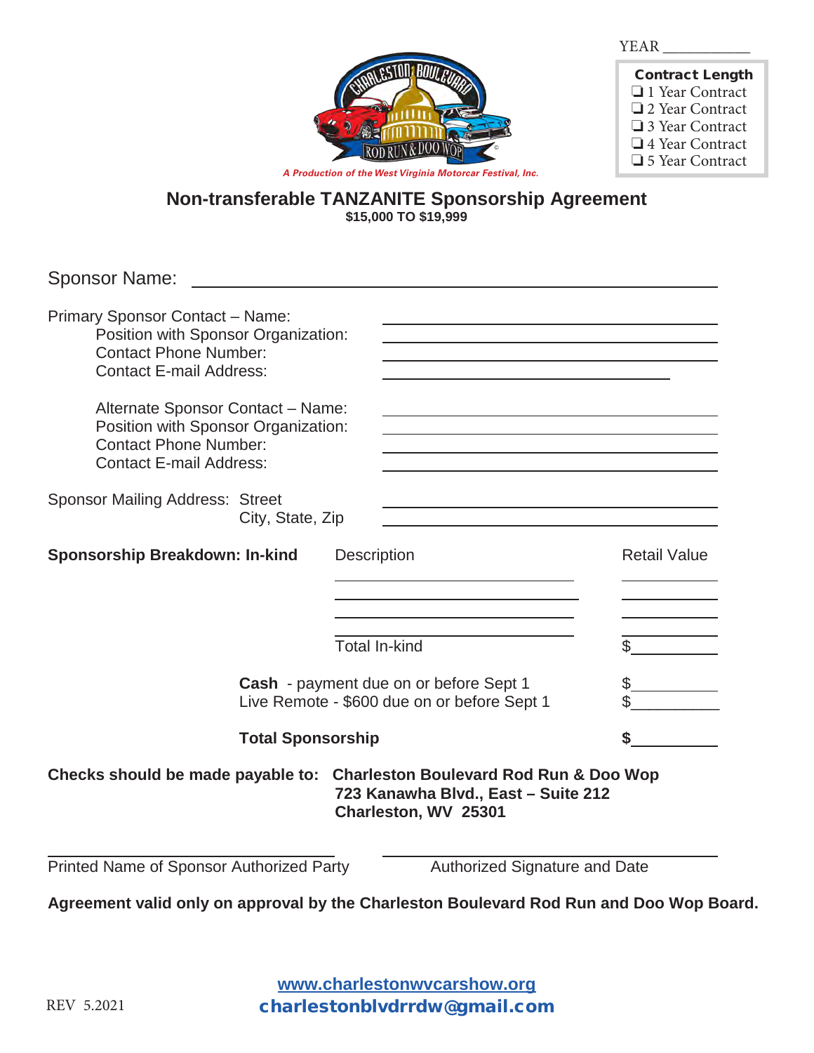YEAR ___________

**Contract Length**

- ❏ 1 Year Contract
- ❏ 2 Year Contract
- ❏ 3 Year Contract
- ❏ 4 Year Contract
- ❏ 5 Year Contract

*A Production of the West Virginia Motorcar Festival, Inc.*

# Non-transferable TANZANITE Sponsorship Agreement

**$15,000 TO $19,999**

Sponsor Name: ______________________________________________

Primary Sponsor Contact – Name: ______________________________
Position with Sponsor Organization: ______________________________
Contact Phone Number: ______________________________
Contact E-mail Address: ______________________________

Alternate Sponsor Contact – Name: ______________________________
Position with Sponsor Organization: ______________________________
Contact Phone Number: ______________________________
Contact E-mail Address: ______________________________

Sponsor Mailing Address: Street ______________________________
City, State, Zip ______________________________

| **Sponsorship Breakdown: In-kind** | Description | Retail Value |
|---|---|---|
| | ______________________ | __________ |
| | ______________________ | __________ |
| | ______________________ | __________ |
| | ______________________ | __________ |
| | Total In-kind | $__________ |

| | |
|---|---|
| **Cash** - payment due on or before Sept 1 | $__________ |
| Live Remote - $600 due on or before Sept 1 | $__________ |
| **Total Sponsorship** | **$**__________ |

**Checks should be made payable to: Charleston Boulevard Rod Run & Doo Wop**
**723 Kanawha Blvd., East – Suite 212**
**Charleston, WV 25301**

______________________________ ______________________________
Printed Name of Sponsor Authorized Party Authorized Signature and Date

**Agreement valid only on approval by the Charleston Boulevard Rod Run and Doo Wop Board.**

www.charlestonwvcarshow.org
charlestonblvdrrdw@gmail.com

REV 5.2021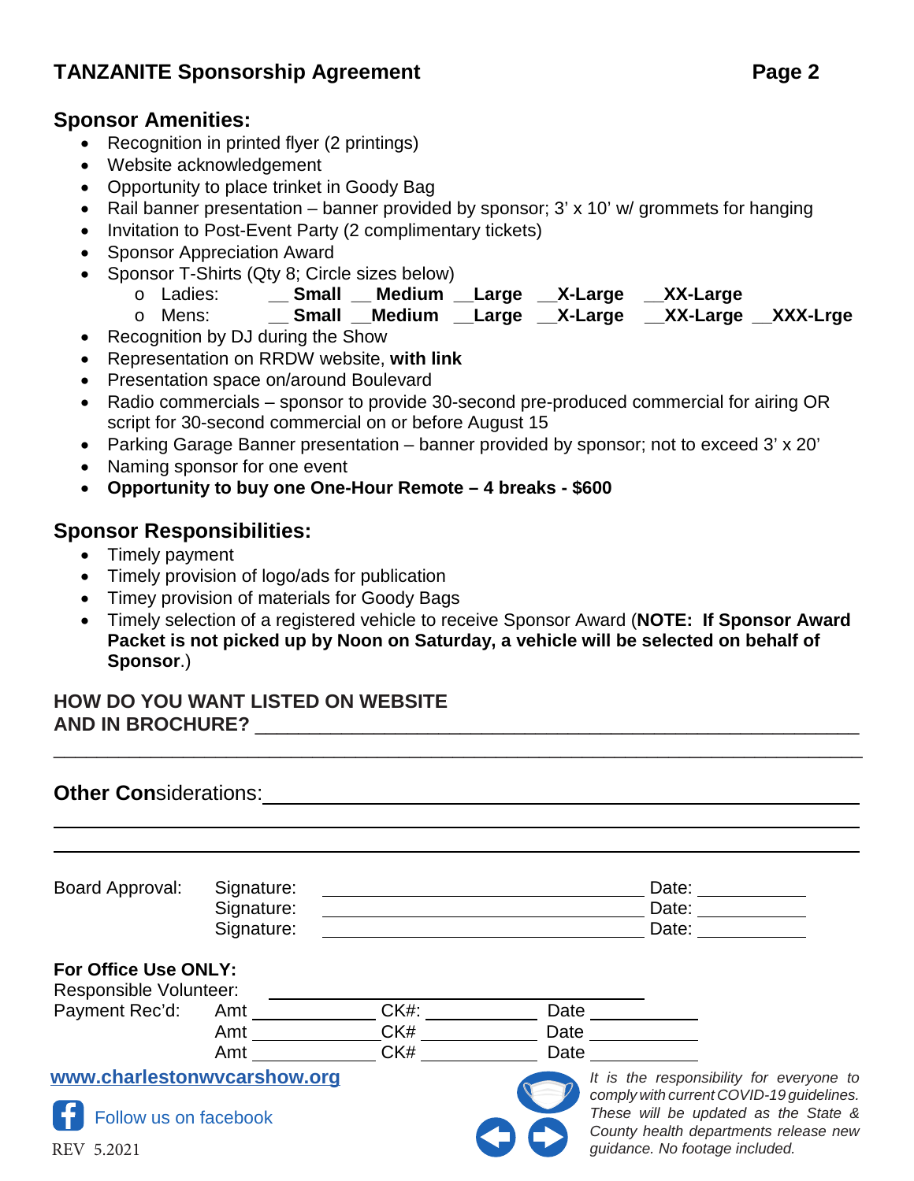## TANZANITE Sponsorship Agreement

## Sponsor Amenities:

- Recognition in printed flyer (2 printings)
- Website acknowledgement
- Opportunity to place trinket in Goody Bag
- Rail banner presentation – banner provided by sponsor; 3' x 10' w/ grommets for hanging
- Invitation to Post-Event Party (2 complimentary tickets)
- Sponsor Appreciation Award
- Sponsor T-Shirts (Qty 8; Circle sizes below)
  - Ladies: __ **Small** __ **Medium** __**Large** __**X-Large** __**XX-Large**
  - Mens: __ **Small** __**Medium** __**Large** __**X-Large** __**XX-Large** __**XXX-Lrge**
- Recognition by DJ during the Show
- Representation on RRDW website, **with link**
- Presentation space on/around Boulevard
- Radio commercials – sponsor to provide 30-second pre-produced commercial for airing OR script for 30-second commercial on or before August 15
- Parking Garage Banner presentation – banner provided by sponsor; not to exceed 3' x 20'
- Naming sponsor for one event
- **Opportunity to buy one One-Hour Remote – 4 breaks - $600**

## Sponsor Responsibilities:

- Timely payment
- Timely provision of logo/ads for publication
- Timey provision of materials for Goody Bags
- Timely selection of a registered vehicle to receive Sponsor Award (**NOTE: If Sponsor Award Packet is not picked up by Noon on Saturday, a vehicle will be selected on behalf of Sponsor**.)

**HOW DO YOU WANT LISTED ON WEBSITE AND IN BROCHURE?** ____________________________________________

____________________________________________________________________________

**Other Con**siderations: ____________________________________________

____________________________________________________________________________

____________________________________________________________________________

Board Approval: Signature: ______________________ Date: __________
Signature: ______________________ Date: __________
Signature: ______________________ Date: __________

**For Office Use ONLY:**

Responsible Volunteer: ______________________

Payment Rec'd: Amt __________ CK#: __________ Date __________
Amt __________ CK# __________ Date __________
Amt __________ CK# __________ Date __________

www.charlestonwvcarshow.org

Follow us on facebook

*It is the responsibility for everyone to comply with current COVID-19 guidelines. These will be updated as the State & County health departments release new guidance. No footage included.*

REV 5.2021